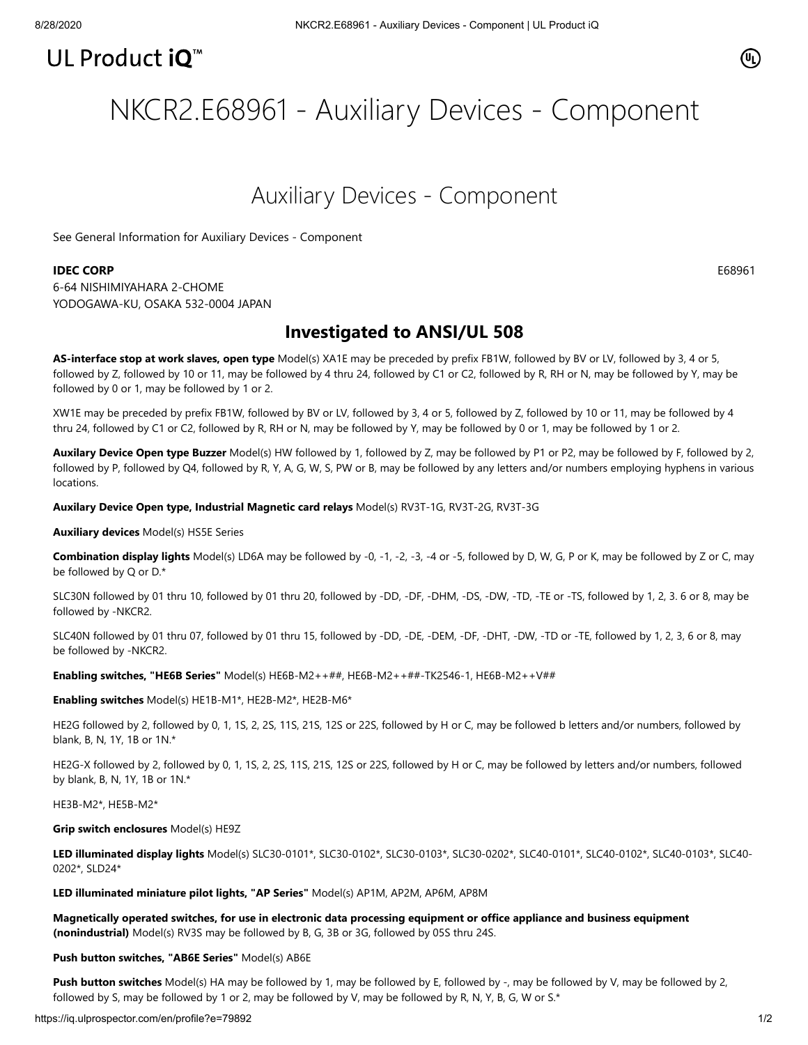UL Product iQ™

# NKCR2.E68961 - Auxiliary Devices - Component

## Auxiliary Devices - Component

See General Information for Auxiliary Devices - Component

**IDEC CORP** E68961

6-64 NISHIMIYAHARA 2-CHOME
YODOGAWA-KU, OSAKA 532-0004 JAPAN

## Investigated to ANSI/UL 508

**AS-interface stop at work slaves, open type** Model(s) XA1E may be preceded by prefix FB1W, followed by BV or LV, followed by 3, 4 or 5, followed by Z, followed by 10 or 11, may be followed by 4 thru 24, followed by C1 or C2, followed by R, RH or N, may be followed by Y, may be followed by 0 or 1, may be followed by 1 or 2.

XW1E may be preceded by prefix FB1W, followed by BV or LV, followed by 3, 4 or 5, followed by Z, followed by 10 or 11, may be followed by 4 thru 24, followed by C1 or C2, followed by R, RH or N, may be followed by Y, may be followed by 0 or 1, may be followed by 1 or 2.

**Auxilary Device Open type Buzzer** Model(s) HW followed by 1, followed by Z, may be followed by P1 or P2, may be followed by F, followed by 2, followed by P, followed by Q4, followed by R, Y, A, G, W, S, PW or B, may be followed by any letters and/or numbers employing hyphens in various locations.

**Auxilary Device Open type, Industrial Magnetic card relays** Model(s) RV3T-1G, RV3T-2G, RV3T-3G

**Auxiliary devices** Model(s) HS5E Series

**Combination display lights** Model(s) LD6A may be followed by -0, -1, -2, -3, -4 or -5, followed by D, W, G, P or K, may be followed by Z or C, may be followed by Q or D.*

SLC30N followed by 01 thru 10, followed by 01 thru 20, followed by -DD, -DF, -DHM, -DS, -DW, -TD, -TE or -TS, followed by 1, 2, 3. 6 or 8, may be followed by -NKCR2.

SLC40N followed by 01 thru 07, followed by 01 thru 15, followed by -DD, -DE, -DEM, -DF, -DHT, -DW, -TD or -TE, followed by 1, 2, 3, 6 or 8, may be followed by -NKCR2.

**Enabling switches, "HE6B Series"** Model(s) HE6B-M2++##, HE6B-M2++##-TK2546-1, HE6B-M2++V##

**Enabling switches** Model(s) HE1B-M1*, HE2B-M2*, HE2B-M6*

HE2G followed by 2, followed by 0, 1, 1S, 2, 2S, 11S, 21S, 12S or 22S, followed by H or C, may be followed b letters and/or numbers, followed by blank, B, N, 1Y, 1B or 1N.*

HE2G-X followed by 2, followed by 0, 1, 1S, 2, 2S, 11S, 21S, 12S or 22S, followed by H or C, may be followed by letters and/or numbers, followed by blank, B, N, 1Y, 1B or 1N.*

HE3B-M2*, HE5B-M2*

**Grip switch enclosures** Model(s) HE9Z

**LED illuminated display lights** Model(s) SLC30-0101*, SLC30-0102*, SLC30-0103*, SLC30-0202*, SLC40-0101*, SLC40-0102*, SLC40-0103*, SLC40-0202*, SLD24*

**LED illuminated miniature pilot lights, "AP Series"** Model(s) AP1M, AP2M, AP6M, AP8M

**Magnetically operated switches, for use in electronic data processing equipment or office appliance and business equipment (nonindustrial)** Model(s) RV3S may be followed by B, G, 3B or 3G, followed by 05S thru 24S.

**Push button switches, "AB6E Series"** Model(s) AB6E

**Push button switches** Model(s) HA may be followed by 1, may be followed by E, followed by -, may be followed by V, may be followed by 2, followed by S, may be followed by 1 or 2, may be followed by V, may be followed by R, N, Y, B, G, W or S.*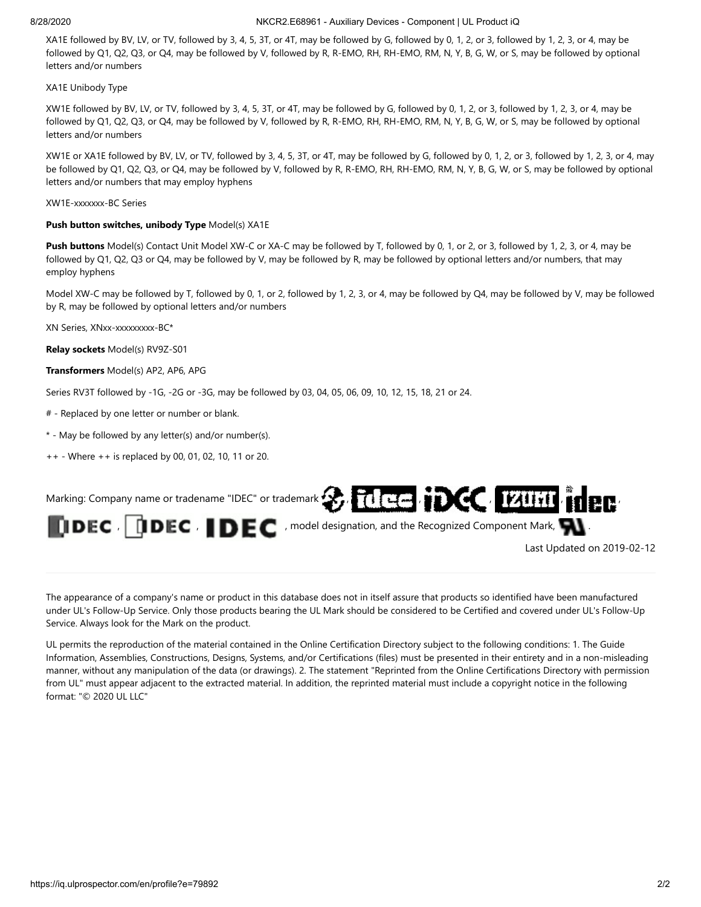XA1E followed by BV, LV, or TV, followed by 3, 4, 5, 3T, or 4T, may be followed by G, followed by 0, 1, 2, or 3, followed by 1, 2, 3, or 4, may be followed by Q1, Q2, Q3, or Q4, may be followed by V, followed by R, R-EMO, RH, RH-EMO, RM, N, Y, B, G, W, or S, may be followed by optional letters and/or numbers

XA1E Unibody Type

XW1E followed by BV, LV, or TV, followed by 3, 4, 5, 3T, or 4T, may be followed by G, followed by 0, 1, 2, or 3, followed by 1, 2, 3, or 4, may be followed by Q1, Q2, Q3, or Q4, may be followed by V, followed by R, R-EMO, RH, RH-EMO, RM, N, Y, B, G, W, or S, may be followed by optional letters and/or numbers

XW1E or XA1E followed by BV, LV, or TV, followed by 3, 4, 5, 3T, or 4T, may be followed by G, followed by 0, 1, 2, or 3, followed by 1, 2, 3, or 4, may be followed by Q1, Q2, Q3, or Q4, may be followed by V, followed by R, R-EMO, RH, RH-EMO, RM, N, Y, B, G, W, or S, may be followed by optional letters and/or numbers that may employ hyphens

XW1E-xxxxxxx-BC Series

**Push button switches, unibody Type** Model(s) XA1E

**Push buttons** Model(s) Contact Unit Model XW-C or XA-C may be followed by T, followed by 0, 1, or 2, or 3, followed by 1, 2, 3, or 4, may be followed by Q1, Q2, Q3 or Q4, may be followed by V, may be followed by R, may be followed by optional letters and/or numbers, that may employ hyphens

Model XW-C may be followed by T, followed by 0, 1, or 2, followed by 1, 2, 3, or 4, may be followed by Q4, may be followed by V, may be followed by R, may be followed by optional letters and/or numbers

XN Series, XNxx-xxxxxxxxx-BC*

**Relay sockets** Model(s) RV9Z-S01

**Transformers** Model(s) AP2, AP6, APG

Series RV3T followed by -1G, -2G or -3G, may be followed by 03, 04, 05, 06, 09, 10, 12, 15, 18, 21 or 24.

# - Replaced by one letter or number or blank.

* - May be followed by any letter(s) and/or number(s).

++ - Where ++ is replaced by 00, 01, 02, 10, 11 or 20.

Marking: Company name or tradename "IDEC" or trademark , idec, iDEC, IZUMI, idec, IDEC, IDEC, IDEC, model designation, and the Recognized Component Mark, .

Last Updated on 2019-02-12

The appearance of a company's name or product in this database does not in itself assure that products so identified have been manufactured under UL's Follow-Up Service. Only those products bearing the UL Mark should be considered to be Certified and covered under UL's Follow-Up Service. Always look for the Mark on the product.

UL permits the reproduction of the material contained in the Online Certification Directory subject to the following conditions: 1. The Guide Information, Assemblies, Constructions, Designs, Systems, and/or Certifications (files) must be presented in their entirety and in a non-misleading manner, without any manipulation of the data (or drawings). 2. The statement "Reprinted from the Online Certifications Directory with permission from UL" must appear adjacent to the extracted material. In addition, the reprinted material must include a copyright notice in the following format: "© 2020 UL LLC"